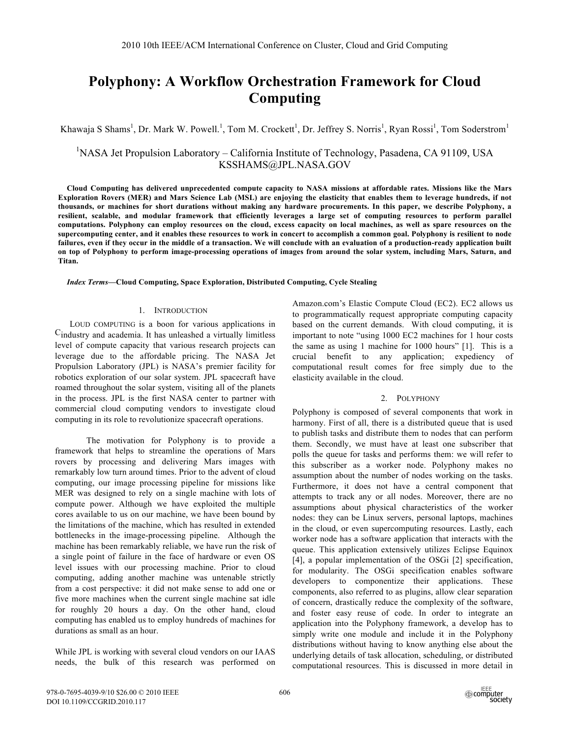# Polyphony: A Workflow Orchestration Framework for Cloud Computing

Khawaja S Shams[1], Dr. Mark W. Powell.[1], Tom M. Crockett[1], Dr. Jeffrey S. Norris[1], Ryan Rossi[1], Tom Soderstrom[1]

[1]NASA Jet Propulsion Laboratory – California Institute of Technology, Pasadena, CA 91109, USA
KSSHAMS@JPL.NASA.GOV

**Cloud Computing has delivered unprecedented compute capacity to NASA missions at affordable rates. Missions like the Mars Exploration Rovers (MER) and Mars Science Lab (MSL) are enjoying the elasticity that enables them to leverage hundreds, if not thousands, or machines for short durations without making any hardware procurements. In this paper, we describe Polyphony, a resilient, scalable, and modular framework that efficiently leverages a large set of computing resources to perform parallel computations. Polyphony can employ resources on the cloud, excess capacity on local machines, as well as spare resources on the supercomputing center, and it enables these resources to work in concert to accomplish a common goal. Polyphony is resilient to node failures, even if they occur in the middle of a transaction. We will conclude with an evaluation of a production-ready application built on top of Polyphony to perform image-processing operations of images from around the solar system, including Mars, Saturn, and Titan.**

***Index Terms*—Cloud Computing, Space Exploration, Distributed Computing, Cycle Stealing**

## 1. Introduction

Cloud computing is a boon for various applications in industry and academia. It has unleashed a virtually limitless level of compute capacity that various research projects can leverage due to the affordable pricing. The NASA Jet Propulsion Laboratory (JPL) is NASA's premier facility for robotics exploration of our solar system. JPL spacecraft have roamed throughout the solar system, visiting all of the planets in the process. JPL is the first NASA center to partner with commercial cloud computing vendors to investigate cloud computing in its role to revolutionize spacecraft operations.

The motivation for Polyphony is to provide a framework that helps to streamline the operations of Mars rovers by processing and delivering Mars images with remarkably low turn around times. Prior to the advent of cloud computing, our image processing pipeline for missions like MER was designed to rely on a single machine with lots of compute power. Although we have exploited the multiple cores available to us on our machine, we have been bound by the limitations of the machine, which has resulted in extended bottlenecks in the image-processing pipeline. Although the machine has been remarkably reliable, we have run the risk of a single point of failure in the face of hardware or even OS level issues with our processing machine. Prior to cloud computing, adding another machine was untenable strictly from a cost perspective: it did not make sense to add one or five more machines when the current single machine sat idle for roughly 20 hours a day. On the other hand, cloud computing has enabled us to employ hundreds of machines for durations as small as an hour.

While JPL is working with several cloud vendors on our IAAS needs, the bulk of this research was performed on Amazon.com's Elastic Compute Cloud (EC2). EC2 allows us to programmatically request appropriate computing capacity based on the current demands. With cloud computing, it is important to note "using 1000 EC2 machines for 1 hour costs the same as using 1 machine for 1000 hours" [1]. This is a crucial benefit to any application; expediency of computational result comes for free simply due to the elasticity available in the cloud.

## 2. Polyphony

Polyphony is composed of several components that work in harmony. First of all, there is a distributed queue that is used to publish tasks and distribute them to nodes that can perform them. Secondly, we must have at least one subscriber that polls the queue for tasks and performs them: we will refer to this subscriber as a worker node. Polyphony makes no assumption about the number of nodes working on the tasks. Furthermore, it does not have a central component that attempts to track any or all nodes. Moreover, there are no assumptions about physical characteristics of the worker nodes: they can be Linux servers, personal laptops, machines in the cloud, or even supercomputing resources. Lastly, each worker node has a software application that interacts with the queue. This application extensively utilizes Eclipse Equinox [4], a popular implementation of the OSGi [2] specification, for modularity. The OSGi specification enables software developers to componentize their applications. These components, also referred to as plugins, allow clear separation of concern, drastically reduce the complexity of the software, and foster easy reuse of code. In order to integrate an application into the Polyphony framework, a develop has to simply write one module and include it in the Polyphony distributions without having to know anything else about the underlying details of task allocation, scheduling, or distributed computational resources. This is discussed in more detail in

978-0-7695-4039-9/10 $26.00 © 2010 IEEE
DOI 10.1109/CCGRID.2010.117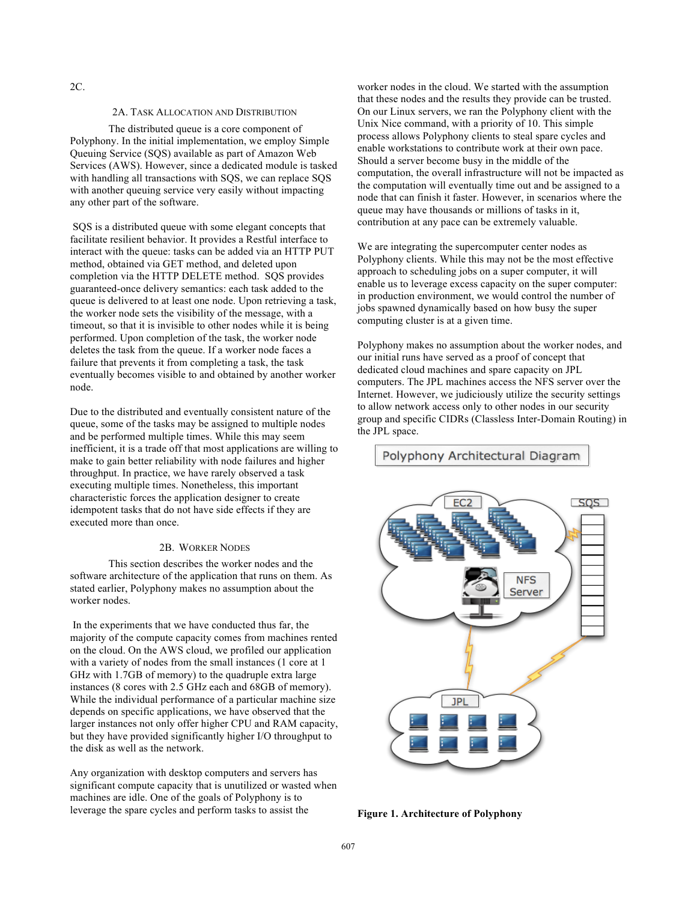2C.

## 2A. Task Allocation and Distribution

The distributed queue is a core component of Polyphony. In the initial implementation, we employ Simple Queuing Service (SQS) available as part of Amazon Web Services (AWS). However, since a dedicated module is tasked with handling all transactions with SQS, we can replace SQS with another queuing service very easily without impacting any other part of the software.

SQS is a distributed queue with some elegant concepts that facilitate resilient behavior. It provides a Restful interface to interact with the queue: tasks can be added via an HTTP PUT method, obtained via GET method, and deleted upon completion via the HTTP DELETE method. SQS provides guaranteed-once delivery semantics: each task added to the queue is delivered to at least one node. Upon retrieving a task, the worker node sets the visibility of the message, with a timeout, so that it is invisible to other nodes while it is being performed. Upon completion of the task, the worker node deletes the task from the queue. If a worker node faces a failure that prevents it from completing a task, the task eventually becomes visible to and obtained by another worker node.

Due to the distributed and eventually consistent nature of the queue, some of the tasks may be assigned to multiple nodes and be performed multiple times. While this may seem inefficient, it is a trade off that most applications are willing to make to gain better reliability with node failures and higher throughput. In practice, we have rarely observed a task executing multiple times. Nonetheless, this important characteristic forces the application designer to create idempotent tasks that do not have side effects if they are executed more than once.

## 2B. Worker Nodes

This section describes the worker nodes and the software architecture of the application that runs on them. As stated earlier, Polyphony makes no assumption about the worker nodes.

In the experiments that we have conducted thus far, the majority of the compute capacity comes from machines rented on the cloud. On the AWS cloud, we profiled our application with a variety of nodes from the small instances (1 core at 1 GHz with 1.7GB of memory) to the quadruple extra large instances (8 cores with 2.5 GHz each and 68GB of memory). While the individual performance of a particular machine size depends on specific applications, we have observed that the larger instances not only offer higher CPU and RAM capacity, but they have provided significantly higher I/O throughput to the disk as well as the network.

Any organization with desktop computers and servers has significant compute capacity that is unutilized or wasted when machines are idle. One of the goals of Polyphony is to leverage the spare cycles and perform tasks to assist the worker nodes in the cloud. We started with the assumption that these nodes and the results they provide can be trusted. On our Linux servers, we ran the Polyphony client with the Unix Nice command, with a priority of 10. This simple process allows Polyphony clients to steal spare cycles and enable workstations to contribute work at their own pace. Should a server become busy in the middle of the computation, the overall infrastructure will not be impacted as the computation will eventually time out and be assigned to a node that can finish it faster. However, in scenarios where the queue may have thousands or millions of tasks in it, contribution at any pace can be extremely valuable.

We are integrating the supercomputer center nodes as Polyphony clients. While this may not be the most effective approach to scheduling jobs on a super computer, it will enable us to leverage excess capacity on the super computer: in production environment, we would control the number of jobs spawned dynamically based on how busy the super computing cluster is at a given time.

Polyphony makes no assumption about the worker nodes, and our initial runs have served as a proof of concept that dedicated cloud machines and spare capacity on JPL computers. The JPL machines access the NFS server over the Internet. However, we judiciously utilize the security settings to allow network access only to other nodes in our security group and specific CIDRs (Classless Inter-Domain Routing) in the JPL space.

Polyphony Architectural Diagram

EC2 | SQS | NFS Server | JPL

**Figure 1. Architecture of Polyphony**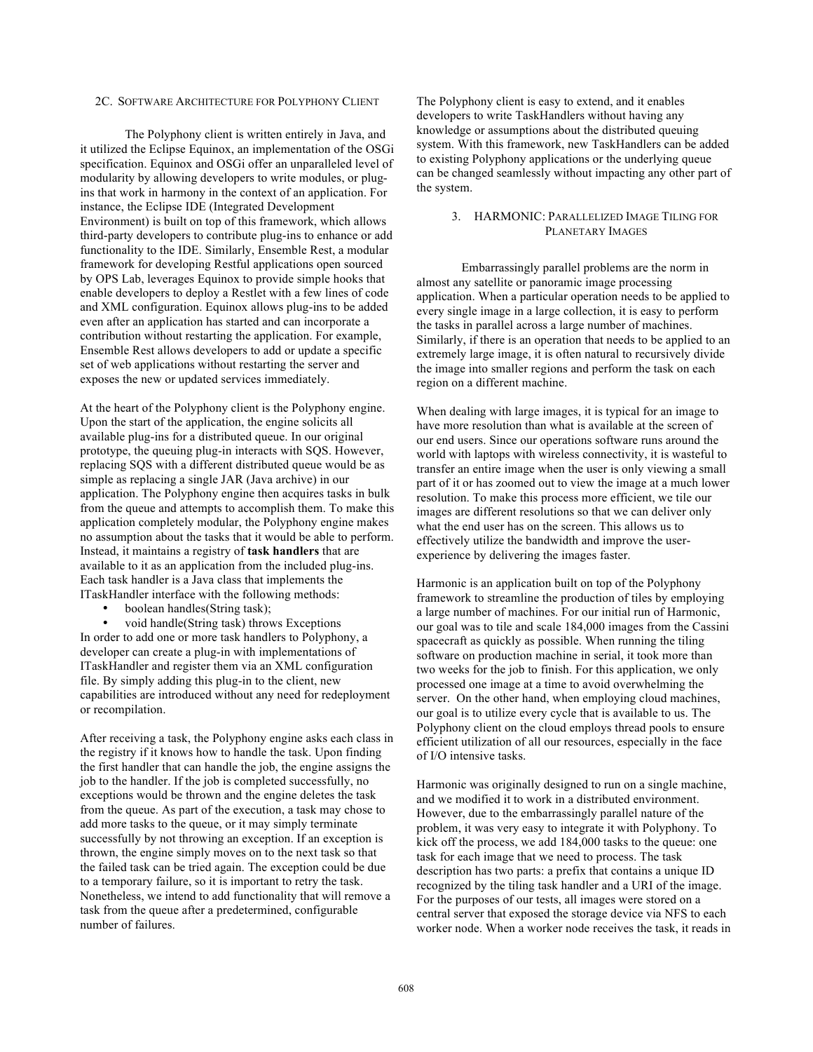## 2C. Software Architecture for Polyphony Client

The Polyphony client is written entirely in Java, and it utilized the Eclipse Equinox, an implementation of the OSGi specification. Equinox and OSGi offer an unparalleled level of modularity by allowing developers to write modules, or plug-ins that work in harmony in the context of an application. For instance, the Eclipse IDE (Integrated Development Environment) is built on top of this framework, which allows third-party developers to contribute plug-ins to enhance or add functionality to the IDE. Similarly, Ensemble Rest, a modular framework for developing Restful applications open sourced by OPS Lab, leverages Equinox to provide simple hooks that enable developers to deploy a Restlet with a few lines of code and XML configuration. Equinox allows plug-ins to be added even after an application has started and can incorporate a contribution without restarting the application. For example, Ensemble Rest allows developers to add or update a specific set of web applications without restarting the server and exposes the new or updated services immediately.

At the heart of the Polyphony client is the Polyphony engine. Upon the start of the application, the engine solicits all available plug-ins for a distributed queue. In our original prototype, the queuing plug-in interacts with SQS. However, replacing SQS with a different distributed queue would be as simple as replacing a single JAR (Java archive) in our application. The Polyphony engine then acquires tasks in bulk from the queue and attempts to accomplish them. To make this application completely modular, the Polyphony engine makes no assumption about the tasks that it would be able to perform. Instead, it maintains a registry of **task handlers** that are available to it as an application from the included plug-ins. Each task handler is a Java class that implements the ITaskHandler interface with the following methods:

- boolean handles(String task);
- void handle(String task) throws Exceptions

In order to add one or more task handlers to Polyphony, a developer can create a plug-in with implementations of ITaskHandler and register them via an XML configuration file. By simply adding this plug-in to the client, new capabilities are introduced without any need for redeployment or recompilation.

After receiving a task, the Polyphony engine asks each class in the registry if it knows how to handle the task. Upon finding the first handler that can handle the job, the engine assigns the job to the handler. If the job is completed successfully, no exceptions would be thrown and the engine deletes the task from the queue. As part of the execution, a task may chose to add more tasks to the queue, or it may simply terminate successfully by not throwing an exception. If an exception is thrown, the engine simply moves on to the next task so that the failed task can be tried again. The exception could be due to a temporary failure, so it is important to retry the task. Nonetheless, we intend to add functionality that will remove a task from the queue after a predetermined, configurable number of failures.

The Polyphony client is easy to extend, and it enables developers to write TaskHandlers without having any knowledge or assumptions about the distributed queuing system. With this framework, new TaskHandlers can be added to existing Polyphony applications or the underlying queue can be changed seamlessly without impacting any other part of the system.

# 3. HARMONIC: Parallelized Image Tiling for Planetary Images

Embarrassingly parallel problems are the norm in almost any satellite or panoramic image processing application. When a particular operation needs to be applied to every single image in a large collection, it is easy to perform the tasks in parallel across a large number of machines. Similarly, if there is an operation that needs to be applied to an extremely large image, it is often natural to recursively divide the image into smaller regions and perform the task on each region on a different machine.

When dealing with large images, it is typical for an image to have more resolution than what is available at the screen of our end users. Since our operations software runs around the world with laptops with wireless connectivity, it is wasteful to transfer an entire image when the user is only viewing a small part of it or has zoomed out to view the image at a much lower resolution. To make this process more efficient, we tile our images are different resolutions so that we can deliver only what the end user has on the screen. This allows us to effectively utilize the bandwidth and improve the user-experience by delivering the images faster.

Harmonic is an application built on top of the Polyphony framework to streamline the production of tiles by employing a large number of machines. For our initial run of Harmonic, our goal was to tile and scale 184,000 images from the Cassini spacecraft as quickly as possible. When running the tiling software on production machine in serial, it took more than two weeks for the job to finish. For this application, we only processed one image at a time to avoid overwhelming the server. On the other hand, when employing cloud machines, our goal is to utilize every cycle that is available to us. The Polyphony client on the cloud employs thread pools to ensure efficient utilization of all our resources, especially in the face of I/O intensive tasks.

Harmonic was originally designed to run on a single machine, and we modified it to work in a distributed environment. However, due to the embarrassingly parallel nature of the problem, it was very easy to integrate it with Polyphony. To kick off the process, we add 184,000 tasks to the queue: one task for each image that we need to process. The task description has two parts: a prefix that contains a unique ID recognized by the tiling task handler and a URI of the image. For the purposes of our tests, all images were stored on a central server that exposed the storage device via NFS to each worker node. When a worker node receives the task, it reads in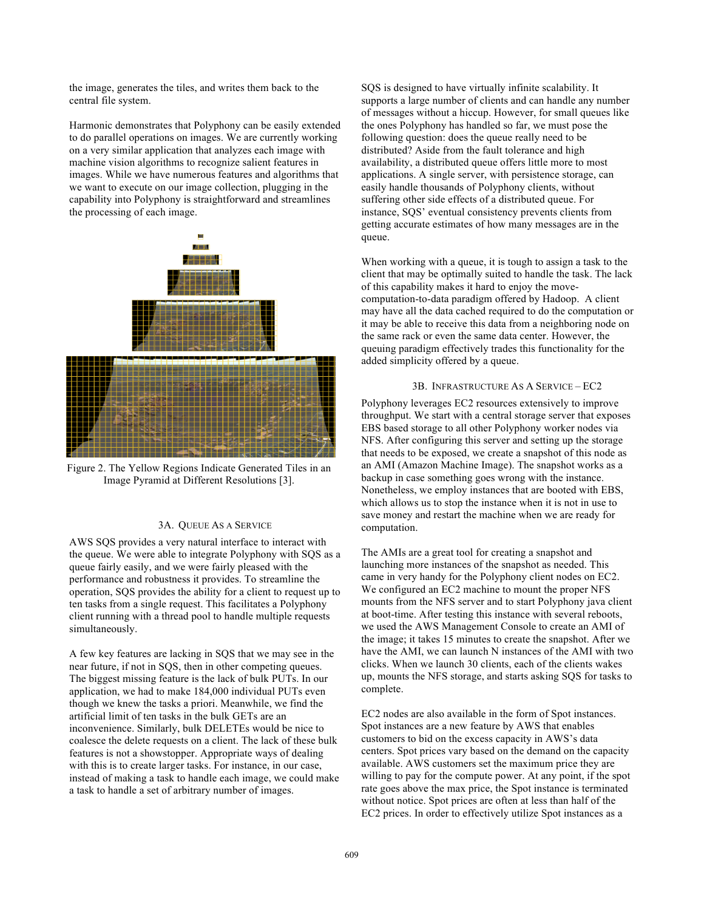the image, generates the tiles, and writes them back to the central file system.

Harmonic demonstrates that Polyphony can be easily extended to do parallel operations on images. We are currently working on a very similar application that analyzes each image with machine vision algorithms to recognize salient features in images. While we have numerous features and algorithms that we want to execute on our image collection, plugging in the capability into Polyphony is straightforward and streamlines the processing of each image.

Figure 2. The Yellow Regions Indicate Generated Tiles in an Image Pyramid at Different Resolutions [3].

### 3A. Queue As A Service

AWS SQS provides a very natural interface to interact with the queue. We were able to integrate Polyphony with SQS as a queue fairly easily, and we were fairly pleased with the performance and robustness it provides. To streamline the operation, SQS provides the ability for a client to request up to ten tasks from a single request. This facilitates a Polyphony client running with a thread pool to handle multiple requests simultaneously.

A few key features are lacking in SQS that we may see in the near future, if not in SQS, then in other competing queues. The biggest missing feature is the lack of bulk PUTs. In our application, we had to make 184,000 individual PUTs even though we knew the tasks a priori. Meanwhile, we find the artificial limit of ten tasks in the bulk GETs are an inconvenience. Similarly, bulk DELETEs would be nice to coalesce the delete requests on a client. The lack of these bulk features is not a showstopper. Appropriate ways of dealing with this is to create larger tasks. For instance, in our case, instead of making a task to handle each image, we could make a task to handle a set of arbitrary number of images.

SQS is designed to have virtually infinite scalability. It supports a large number of clients and can handle any number of messages without a hiccup. However, for small queues like the ones Polyphony has handled so far, we must pose the following question: does the queue really need to be distributed? Aside from the fault tolerance and high availability, a distributed queue offers little more to most applications. A single server, with persistence storage, can easily handle thousands of Polyphony clients, without suffering other side effects of a distributed queue. For instance, SQS' eventual consistency prevents clients from getting accurate estimates of how many messages are in the queue.

When working with a queue, it is tough to assign a task to the client that may be optimally suited to handle the task. The lack of this capability makes it hard to enjoy the move-computation-to-data paradigm offered by Hadoop. A client may have all the data cached required to do the computation or it may be able to receive this data from a neighboring node on the same rack or even the same data center. However, the queuing paradigm effectively trades this functionality for the added simplicity offered by a queue.

### 3B. Infrastructure As A Service – EC2

Polyphony leverages EC2 resources extensively to improve throughput. We start with a central storage server that exposes EBS based storage to all other Polyphony worker nodes via NFS. After configuring this server and setting up the storage that needs to be exposed, we create a snapshot of this node as an AMI (Amazon Machine Image). The snapshot works as a backup in case something goes wrong with the instance. Nonetheless, we employ instances that are booted with EBS, which allows us to stop the instance when it is not in use to save money and restart the machine when we are ready for computation.

The AMIs are a great tool for creating a snapshot and launching more instances of the snapshot as needed. This came in very handy for the Polyphony client nodes on EC2. We configured an EC2 machine to mount the proper NFS mounts from the NFS server and to start Polyphony java client at boot-time. After testing this instance with several reboots, we used the AWS Management Console to create an AMI of the image; it takes 15 minutes to create the snapshot. After we have the AMI, we can launch N instances of the AMI with two clicks. When we launch 30 clients, each of the clients wakes up, mounts the NFS storage, and starts asking SQS for tasks to complete.

EC2 nodes are also available in the form of Spot instances. Spot instances are a new feature by AWS that enables customers to bid on the excess capacity in AWS's data centers. Spot prices vary based on the demand on the capacity available. AWS customers set the maximum price they are willing to pay for the compute power. At any point, if the spot rate goes above the max price, the Spot instance is terminated without notice. Spot prices are often at less than half of the EC2 prices. In order to effectively utilize Spot instances as a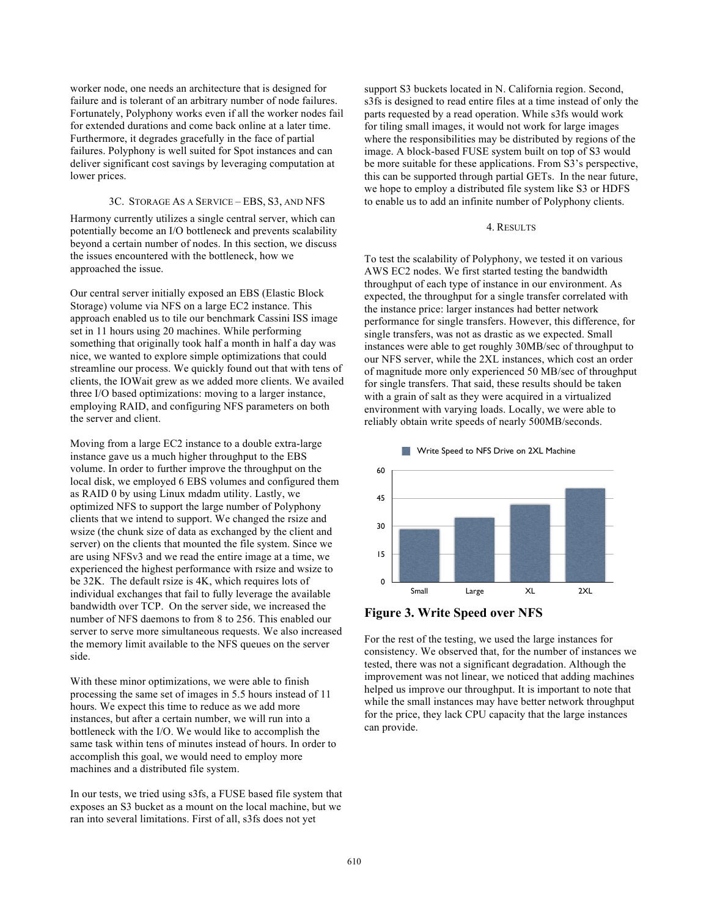worker node, one needs an architecture that is designed for failure and is tolerant of an arbitrary number of node failures. Fortunately, Polyphony works even if all the worker nodes fail for extended durations and come back online at a later time. Furthermore, it degrades gracefully in the face of partial failures. Polyphony is well suited for Spot instances and can deliver significant cost savings by leveraging computation at lower prices.

### 3C. Storage As a Service – EBS, S3, and NFS

Harmony currently utilizes a single central server, which can potentially become an I/O bottleneck and prevents scalability beyond a certain number of nodes. In this section, we discuss the issues encountered with the bottleneck, how we approached the issue.

Our central server initially exposed an EBS (Elastic Block Storage) volume via NFS on a large EC2 instance. This approach enabled us to tile our benchmark Cassini ISS image set in 11 hours using 20 machines. While performing something that originally took half a month in half a day was nice, we wanted to explore simple optimizations that could streamline our process. We quickly found out that with tens of clients, the IOWait grew as we added more clients. We availed three I/O based optimizations: moving to a larger instance, employing RAID, and configuring NFS parameters on both the server and client.

Moving from a large EC2 instance to a double extra-large instance gave us a much higher throughput to the EBS volume. In order to further improve the throughput on the local disk, we employed 6 EBS volumes and configured them as RAID 0 by using Linux mdadm utility. Lastly, we optimized NFS to support the large number of Polyphony clients that we intend to support. We changed the rsize and wsize (the chunk size of data as exchanged by the client and server) on the clients that mounted the file system. Since we are using NFSv3 and we read the entire image at a time, we experienced the highest performance with rsize and wsize to be 32K. The default rsize is 4K, which requires lots of individual exchanges that fail to fully leverage the available bandwidth over TCP. On the server side, we increased the number of NFS daemons to from 8 to 256. This enabled our server to serve more simultaneous requests. We also increased the memory limit available to the NFS queues on the server side.

With these minor optimizations, we were able to finish processing the same set of images in 5.5 hours instead of 11 hours. We expect this time to reduce as we add more instances, but after a certain number, we will run into a bottleneck with the I/O. We would like to accomplish the same task within tens of minutes instead of hours. In order to accomplish this goal, we would need to employ more machines and a distributed file system.

In our tests, we tried using s3fs, a FUSE based file system that exposes an S3 bucket as a mount on the local machine, but we ran into several limitations. First of all, s3fs does not yet support S3 buckets located in N. California region. Second, s3fs is designed to read entire files at a time instead of only the parts requested by a read operation. While s3fs would work for tiling small images, it would not work for large images where the responsibilities may be distributed by regions of the image. A block-based FUSE system built on top of S3 would be more suitable for these applications. From S3's perspective, this can be supported through partial GETs. In the near future, we hope to employ a distributed file system like S3 or HDFS to enable us to add an infinite number of Polyphony clients.

## 4. Results

To test the scalability of Polyphony, we tested it on various AWS EC2 nodes. We first started testing the bandwidth throughput of each type of instance in our environment. As expected, the throughput for a single transfer correlated with the instance price: larger instances had better network performance for single transfers. However, this difference, for single transfers, was not as drastic as we expected. Small instances were able to get roughly 30MB/sec of throughput to our NFS server, while the 2XL instances, which cost an order of magnitude more only experienced 50 MB/sec of throughput for single transfers. That said, these results should be taken with a grain of salt as they were acquired in a virtualized environment with varying loads. Locally, we were able to reliably obtain write speeds of nearly 500MB/seconds.

**Figure 3. Write Speed over NFS**

For the rest of the testing, we used the large instances for consistency. We observed that, for the number of instances we tested, there was not a significant degradation. Although the improvement was not linear, we noticed that adding machines helped us improve our throughput. It is important to note that while the small instances may have better network throughput for the price, they lack CPU capacity that the large instances can provide.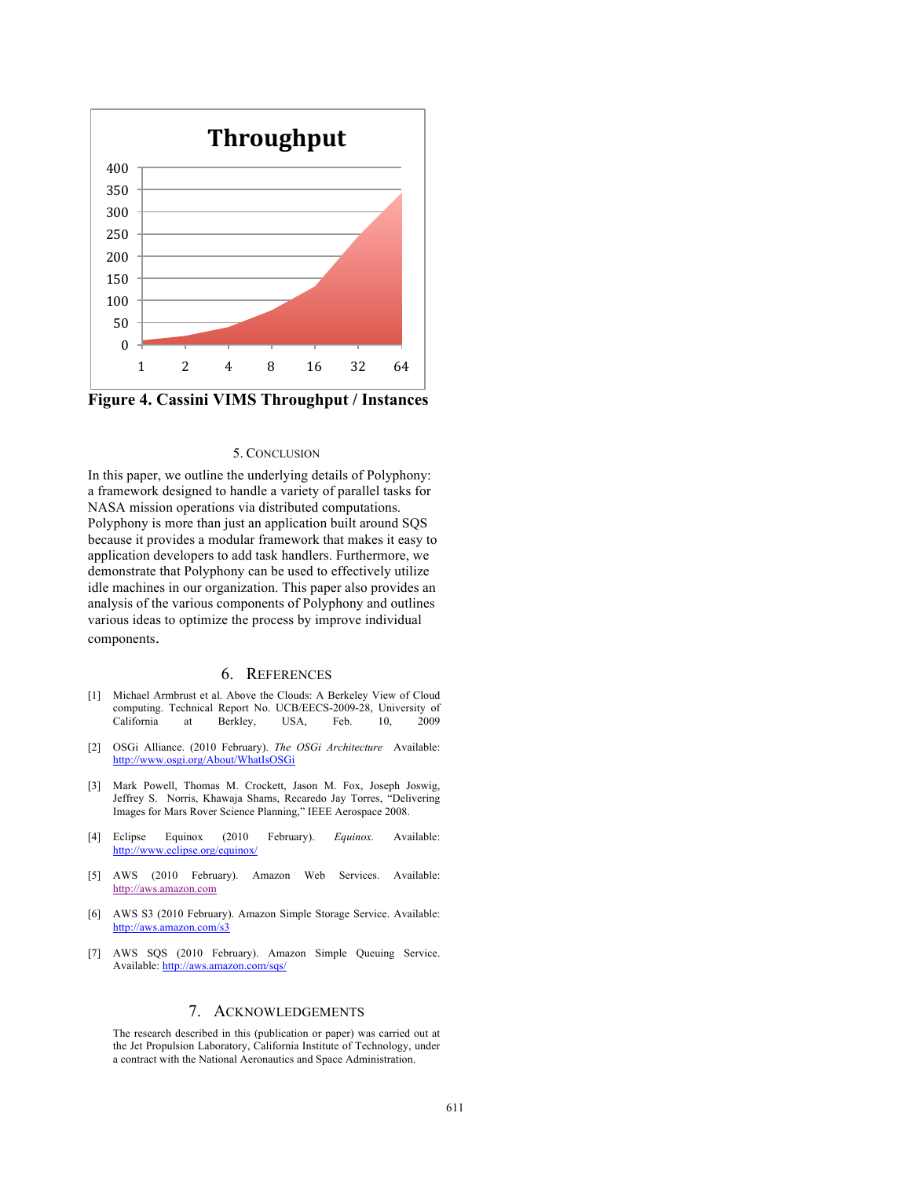Throughput

400
350
300
250
200
150
100
50
0

1 2 4 8 16 32 64

**Figure 4. Cassini VIMS Throughput / Instances**

## 5. Conclusion

In this paper, we outline the underlying details of Polyphony: a framework designed to handle a variety of parallel tasks for NASA mission operations via distributed computations. Polyphony is more than just an application built around SQS because it provides a modular framework that makes it easy to application developers to add task handlers. Furthermore, we demonstrate that Polyphony can be used to effectively utilize idle machines in our organization. This paper also provides an analysis of the various components of Polyphony and outlines various ideas to optimize the process by improve individual components.

## 6. References

[1] Michael Armbrust et al. Above the Clouds: A Berkeley View of Cloud computing. Technical Report No. UCB/EECS-2009-28, University of California at Berkley, USA, Feb. 10, 2009

[2] OSGi Alliance. (2010 February). *The OSGi Architecture* Available: http://www.osgi.org/About/WhatIsOSGi

[3] Mark Powell, Thomas M. Crockett, Jason M. Fox, Joseph Joswig, Jeffrey S. Norris, Khawaja Shams, Recaredo Jay Torres, "Delivering Images for Mars Rover Science Planning," IEEE Aerospace 2008.

[4] Eclipse Equinox (2010 February). *Equinox.* Available: http://www.eclipse.org/equinox/

[5] AWS (2010 February). Amazon Web Services. Available: http://aws.amazon.com

[6] AWS S3 (2010 February). Amazon Simple Storage Service. Available: http://aws.amazon.com/s3

[7] AWS SQS (2010 February). Amazon Simple Queuing Service. Available: http://aws.amazon.com/sqs/

## 7. Acknowledgements

The research described in this (publication or paper) was carried out at the Jet Propulsion Laboratory, California Institute of Technology, under a contract with the National Aeronautics and Space Administration.